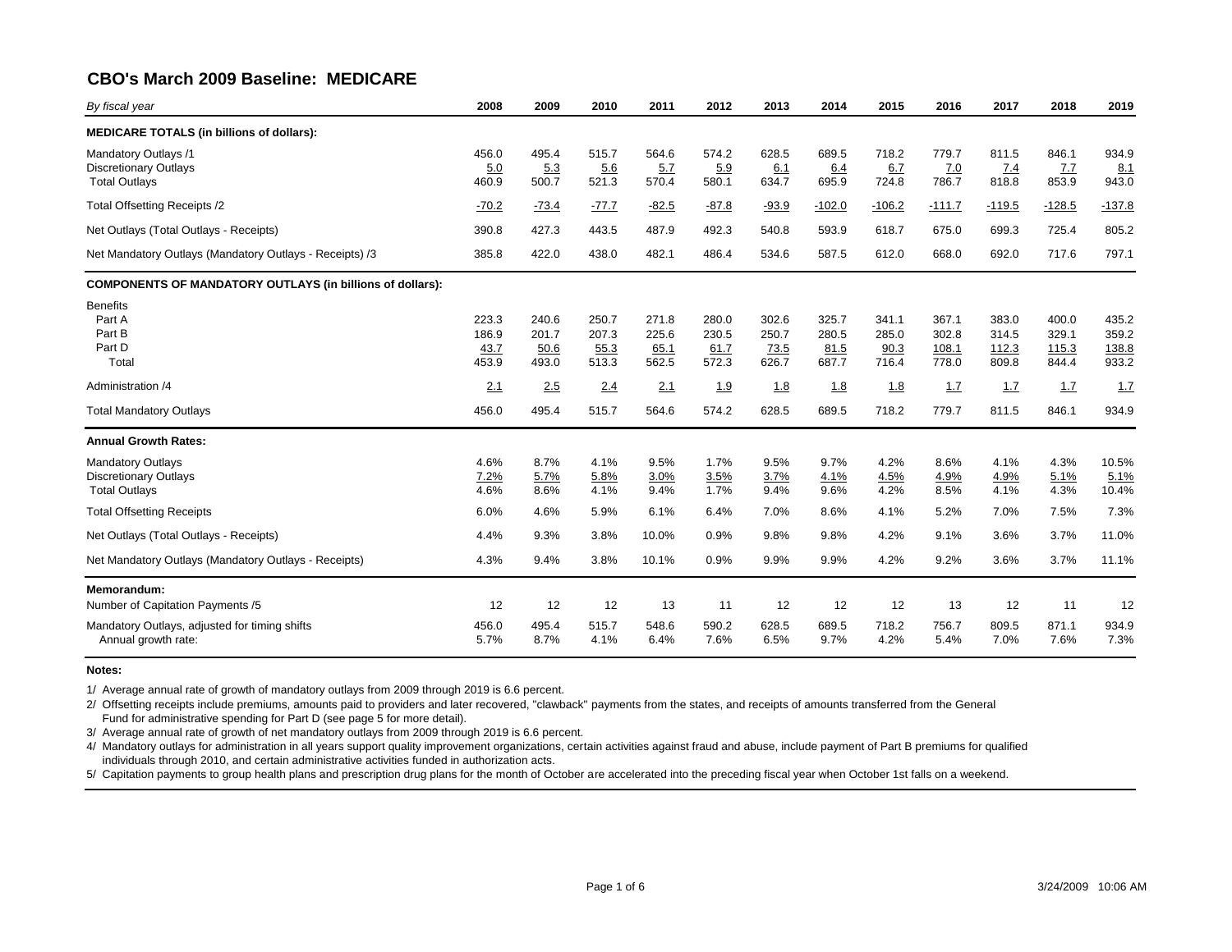## CBO's March 2009 Baseline: MEDICARE

| *By fiscal year* | 2008 | 2009 | 2010 | 2011 | 2012 | 2013 | 2014 | 2015 | 2016 | 2017 | 2018 | 2019 |
|---|---|---|---|---|---|---|---|---|---|---|---|---|
| **MEDICARE TOTALS (in billions of dollars):** | | | | | | | | | | | | |
| Mandatory Outlays /1 | 456.0 | 495.4 | 515.7 | 564.6 | 574.2 | 628.5 | 689.5 | 718.2 | 779.7 | 811.5 | 846.1 | 934.9 |
| Discretionary Outlays | 5.0 | 5.3 | 5.6 | 5.7 | 5.9 | 6.1 | 6.4 | 6.7 | 7.0 | 7.4 | 7.7 | 8.1 |
| Total Outlays | 460.9 | 500.7 | 521.3 | 570.4 | 580.1 | 634.7 | 695.9 | 724.8 | 786.7 | 818.8 | 853.9 | 943.0 |
| Total Offsetting Receipts /2 | -70.2 | -73.4 | -77.7 | -82.5 | -87.8 | -93.9 | -102.0 | -106.2 | -111.7 | -119.5 | -128.5 | -137.8 |
| Net Outlays (Total Outlays - Receipts) | 390.8 | 427.3 | 443.5 | 487.9 | 492.3 | 540.8 | 593.9 | 618.7 | 675.0 | 699.3 | 725.4 | 805.2 |
| Net Mandatory Outlays (Mandatory Outlays - Receipts) /3 | 385.8 | 422.0 | 438.0 | 482.1 | 486.4 | 534.6 | 587.5 | 612.0 | 668.0 | 692.0 | 717.6 | 797.1 |
| **COMPONENTS OF MANDATORY OUTLAYS (in billions of dollars):** | | | | | | | | | | | | |
| Benefits | | | | | | | | | | | | |
| Part A | 223.3 | 240.6 | 250.7 | 271.8 | 280.0 | 302.6 | 325.7 | 341.1 | 367.1 | 383.0 | 400.0 | 435.2 |
| Part B | 186.9 | 201.7 | 207.3 | 225.6 | 230.5 | 250.7 | 280.5 | 285.0 | 302.8 | 314.5 | 329.1 | 359.2 |
| Part D | 43.7 | 50.6 | 55.3 | 65.1 | 61.7 | 73.5 | 81.5 | 90.3 | 108.1 | 112.3 | 115.3 | 138.8 |
| Total | 453.9 | 493.0 | 513.3 | 562.5 | 572.3 | 626.7 | 687.7 | 716.4 | 778.0 | 809.8 | 844.4 | 933.2 |
| Administration /4 | 2.1 | 2.5 | 2.4 | 2.1 | 1.9 | 1.8 | 1.8 | 1.8 | 1.7 | 1.7 | 1.7 | 1.7 |
| Total Mandatory Outlays | 456.0 | 495.4 | 515.7 | 564.6 | 574.2 | 628.5 | 689.5 | 718.2 | 779.7 | 811.5 | 846.1 | 934.9 |
| **Annual Growth Rates:** | | | | | | | | | | | | |
| Mandatory Outlays | 4.6% | 8.7% | 4.1% | 9.5% | 1.7% | 9.5% | 9.7% | 4.2% | 8.6% | 4.1% | 4.3% | 10.5% |
| Discretionary Outlays | 7.2% | 5.7% | 5.8% | 3.0% | 3.5% | 3.7% | 4.1% | 4.5% | 4.9% | 4.9% | 5.1% | 5.1% |
| Total Outlays | 4.6% | 8.6% | 4.1% | 9.4% | 1.7% | 9.4% | 9.6% | 4.2% | 8.5% | 4.1% | 4.3% | 10.4% |
| Total Offsetting Receipts | 6.0% | 4.6% | 5.9% | 6.1% | 6.4% | 7.0% | 8.6% | 4.1% | 5.2% | 7.0% | 7.5% | 7.3% |
| Net Outlays (Total Outlays - Receipts) | 4.4% | 9.3% | 3.8% | 10.0% | 0.9% | 9.8% | 9.8% | 4.2% | 9.1% | 3.6% | 3.7% | 11.0% |
| Net Mandatory Outlays (Mandatory Outlays - Receipts) | 4.3% | 9.4% | 3.8% | 10.1% | 0.9% | 9.9% | 9.9% | 4.2% | 9.2% | 3.6% | 3.7% | 11.1% |
| **Memorandum:** | | | | | | | | | | | | |
| Number of Capitation Payments /5 | 12 | 12 | 12 | 13 | 11 | 12 | 12 | 12 | 13 | 12 | 11 | 12 |
| Mandatory Outlays, adjusted for timing shifts | 456.0 | 495.4 | 515.7 | 548.6 | 590.2 | 628.5 | 689.5 | 718.2 | 756.7 | 809.5 | 871.1 | 934.9 |
| Annual growth rate: | 5.7% | 8.7% | 4.1% | 6.4% | 7.6% | 6.5% | 9.7% | 4.2% | 5.4% | 7.0% | 7.6% | 7.3% |

**Notes:**

1/ Average annual rate of growth of mandatory outlays from 2009 through 2019 is 6.6 percent.

2/ Offsetting receipts include premiums, amounts paid to providers and later recovered, "clawback" payments from the states, and receipts of amounts transferred from the General Fund for administrative spending for Part D (see page 5 for more detail).

3/ Average annual rate of growth of net mandatory outlays from 2009 through 2019 is 6.6 percent.

4/ Mandatory outlays for administration in all years support quality improvement organizations, certain activities against fraud and abuse, include payment of Part B premiums for qualified individuals through 2010, and certain administrative activities funded in authorization acts.

5/ Capitation payments to group health plans and prescription drug plans for the month of October are accelerated into the preceding fiscal year when October 1st falls on a weekend.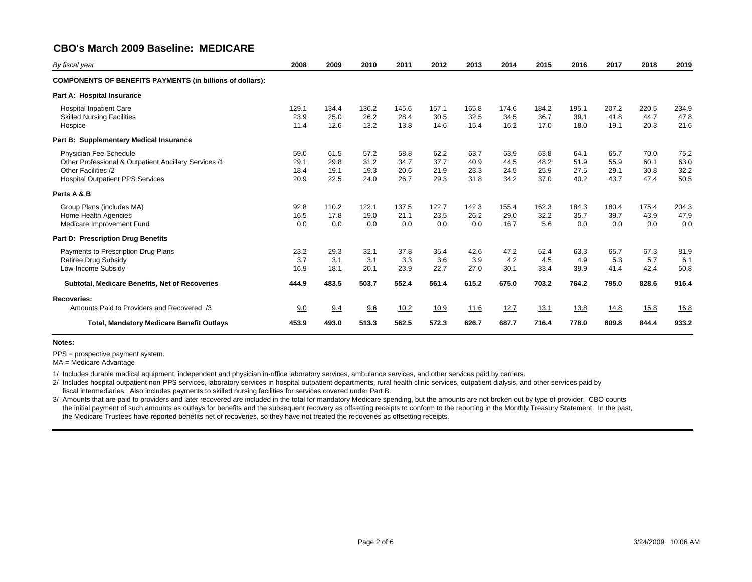## CBO's March 2009 Baseline: MEDICARE

| *By fiscal year* | 2008 | 2009 | 2010 | 2011 | 2012 | 2013 | 2014 | 2015 | 2016 | 2017 | 2018 | 2019 |
|---|---|---|---|---|---|---|---|---|---|---|---|---|
| **COMPONENTS OF BENEFITS PAYMENTS (in billions of dollars):** | | | | | | | | | | | | |
| **Part A: Hospital Insurance** | | | | | | | | | | | | |
| Hospital Inpatient Care | 129.1 | 134.4 | 136.2 | 145.6 | 157.1 | 165.8 | 174.6 | 184.2 | 195.1 | 207.2 | 220.5 | 234.9 |
| Skilled Nursing Facilities | 23.9 | 25.0 | 26.2 | 28.4 | 30.5 | 32.5 | 34.5 | 36.7 | 39.1 | 41.8 | 44.7 | 47.8 |
| Hospice | 11.4 | 12.6 | 13.2 | 13.8 | 14.6 | 15.4 | 16.2 | 17.0 | 18.0 | 19.1 | 20.3 | 21.6 |
| **Part B: Supplementary Medical Insurance** | | | | | | | | | | | | |
| Physician Fee Schedule | 59.0 | 61.5 | 57.2 | 58.8 | 62.2 | 63.7 | 63.9 | 63.8 | 64.1 | 65.7 | 70.0 | 75.2 |
| Other Professional & Outpatient Ancillary Services /1 | 29.1 | 29.8 | 31.2 | 34.7 | 37.7 | 40.9 | 44.5 | 48.2 | 51.9 | 55.9 | 60.1 | 63.0 |
| Other Facilities /2 | 18.4 | 19.1 | 19.3 | 20.6 | 21.9 | 23.3 | 24.5 | 25.9 | 27.5 | 29.1 | 30.8 | 32.2 |
| Hospital Outpatient PPS Services | 20.9 | 22.5 | 24.0 | 26.7 | 29.3 | 31.8 | 34.2 | 37.0 | 40.2 | 43.7 | 47.4 | 50.5 |
| **Parts A & B** | | | | | | | | | | | | |
| Group Plans (includes MA) | 92.8 | 110.2 | 122.1 | 137.5 | 122.7 | 142.3 | 155.4 | 162.3 | 184.3 | 180.4 | 175.4 | 204.3 |
| Home Health Agencies | 16.5 | 17.8 | 19.0 | 21.1 | 23.5 | 26.2 | 29.0 | 32.2 | 35.7 | 39.7 | 43.9 | 47.9 |
| Medicare Improvement Fund | 0.0 | 0.0 | 0.0 | 0.0 | 0.0 | 0.0 | 16.7 | 5.6 | 0.0 | 0.0 | 0.0 | 0.0 |
| **Part D: Prescription Drug Benefits** | | | | | | | | | | | | |
| Payments to Prescription Drug Plans | 23.2 | 29.3 | 32.1 | 37.8 | 35.4 | 42.6 | 47.2 | 52.4 | 63.3 | 65.7 | 67.3 | 81.9 |
| Retiree Drug Subsidy | 3.7 | 3.1 | 3.1 | 3.3 | 3.6 | 3.9 | 4.2 | 4.5 | 4.9 | 5.3 | 5.7 | 6.1 |
| Low-Income Subsidy | 16.9 | 18.1 | 20.1 | 23.9 | 22.7 | 27.0 | 30.1 | 33.4 | 39.9 | 41.4 | 42.4 | 50.8 |
| **Subtotal, Medicare Benefits, Net of Recoveries** | **444.9** | **483.5** | **503.7** | **552.4** | **561.4** | **615.2** | **675.0** | **703.2** | **764.2** | **795.0** | **828.6** | **916.4** |
| **Recoveries:** | | | | | | | | | | | | |
| Amounts Paid to Providers and Recovered /3 | 9.0 | 9.4 | 9.6 | 10.2 | 10.9 | 11.6 | 12.7 | 13.1 | 13.8 | 14.8 | 15.8 | 16.8 |
| **Total, Mandatory Medicare Benefit Outlays** | **453.9** | **493.0** | **513.3** | **562.5** | **572.3** | **626.7** | **687.7** | **716.4** | **778.0** | **809.8** | **844.4** | **933.2** |

**Notes:**

PPS = prospective payment system.
MA = Medicare Advantage

1/ Includes durable medical equipment, independent and physician in-office laboratory services, ambulance services, and other services paid by carriers.

2/ Includes hospital outpatient non-PPS services, laboratory services in hospital outpatient departments, rural health clinic services, outpatient dialysis, and other services paid by fiscal intermediaries. Also includes payments to skilled nursing facilities for services covered under Part B.

3/ Amounts that are paid to providers and later recovered are included in the total for mandatory Medicare spending, but the amounts are not broken out by type of provider. CBO counts the initial payment of such amounts as outlays for benefits and the subsequent recovery as offsetting receipts to conform to the reporting in the Monthly Treasury Statement. In the past, the Medicare Trustees have reported benefits net of recoveries, so they have not treated the recoveries as offsetting receipts.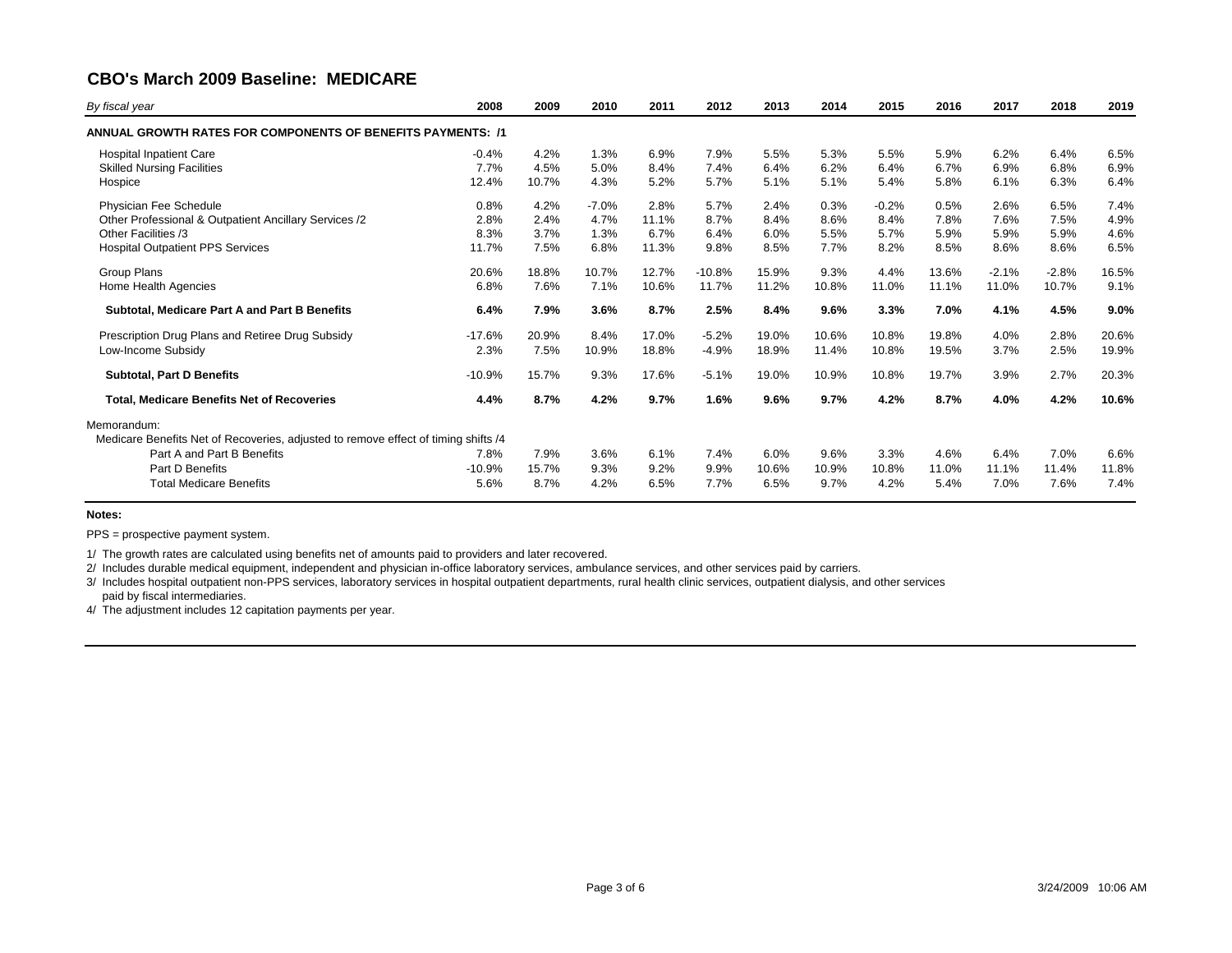## CBO's March 2009 Baseline: MEDICARE

| *By fiscal year* | 2008 | 2009 | 2010 | 2011 | 2012 | 2013 | 2014 | 2015 | 2016 | 2017 | 2018 | 2019 |
|---|---|---|---|---|---|---|---|---|---|---|---|---|
| **ANNUAL GROWTH RATES FOR COMPONENTS OF BENEFITS PAYMENTS: /1** | | | | | | | | | | | | |
| Hospital Inpatient Care | -0.4% | 4.2% | 1.3% | 6.9% | 7.9% | 5.5% | 5.3% | 5.5% | 5.9% | 6.2% | 6.4% | 6.5% |
| Skilled Nursing Facilities | 7.7% | 4.5% | 5.0% | 8.4% | 7.4% | 6.4% | 6.2% | 6.4% | 6.7% | 6.9% | 6.8% | 6.9% |
| Hospice | 12.4% | 10.7% | 4.3% | 5.2% | 5.7% | 5.1% | 5.1% | 5.4% | 5.8% | 6.1% | 6.3% | 6.4% |
| Physician Fee Schedule | 0.8% | 4.2% | -7.0% | 2.8% | 5.7% | 2.4% | 0.3% | -0.2% | 0.5% | 2.6% | 6.5% | 7.4% |
| Other Professional & Outpatient Ancillary Services /2 | 2.8% | 2.4% | 4.7% | 11.1% | 8.7% | 8.4% | 8.6% | 8.4% | 7.8% | 7.6% | 7.5% | 4.9% |
| Other Facilities /3 | 8.3% | 3.7% | 1.3% | 6.7% | 6.4% | 6.0% | 5.5% | 5.7% | 5.9% | 5.9% | 5.9% | 4.6% |
| Hospital Outpatient PPS Services | 11.7% | 7.5% | 6.8% | 11.3% | 9.8% | 8.5% | 7.7% | 8.2% | 8.5% | 8.6% | 8.6% | 6.5% |
| Group Plans | 20.6% | 18.8% | 10.7% | 12.7% | -10.8% | 15.9% | 9.3% | 4.4% | 13.6% | -2.1% | -2.8% | 16.5% |
| Home Health Agencies | 6.8% | 7.6% | 7.1% | 10.6% | 11.7% | 11.2% | 10.8% | 11.0% | 11.1% | 11.0% | 10.7% | 9.1% |
| **Subtotal, Medicare Part A and Part B Benefits** | **6.4%** | **7.9%** | **3.6%** | **8.7%** | **2.5%** | **8.4%** | **9.6%** | **3.3%** | **7.0%** | **4.1%** | **4.5%** | **9.0%** |
| Prescription Drug Plans and Retiree Drug Subsidy | -17.6% | 20.9% | 8.4% | 17.0% | -5.2% | 19.0% | 10.6% | 10.8% | 19.8% | 4.0% | 2.8% | 20.6% |
| Low-Income Subsidy | 2.3% | 7.5% | 10.9% | 18.8% | -4.9% | 18.9% | 11.4% | 10.8% | 19.5% | 3.7% | 2.5% | 19.9% |
| **Subtotal, Part D Benefits** | **-10.9%** | **15.7%** | **9.3%** | **17.6%** | **-5.1%** | **19.0%** | **10.9%** | **10.8%** | **19.7%** | **3.9%** | **2.7%** | **20.3%** |
| **Total, Medicare Benefits Net of Recoveries** | **4.4%** | **8.7%** | **4.2%** | **9.7%** | **1.6%** | **9.6%** | **9.7%** | **4.2%** | **8.7%** | **4.0%** | **4.2%** | **10.6%** |
| Memorandum: | | | | | | | | | | | | |
| Medicare Benefits Net of Recoveries, adjusted to remove effect of timing shifts /4 | | | | | | | | | | | | |
| Part A and Part B Benefits | 7.8% | 7.9% | 3.6% | 6.1% | 7.4% | 6.0% | 9.6% | 3.3% | 4.6% | 6.4% | 7.0% | 6.6% |
| Part D Benefits | -10.9% | 15.7% | 9.3% | 9.2% | 9.9% | 10.6% | 10.9% | 10.8% | 11.0% | 11.1% | 11.4% | 11.8% |
| Total Medicare Benefits | 5.6% | 8.7% | 4.2% | 6.5% | 7.7% | 6.5% | 9.7% | 4.2% | 5.4% | 7.0% | 7.6% | 7.4% |

**Notes:**

PPS = prospective payment system.

1/ The growth rates are calculated using benefits net of amounts paid to providers and later recovered.

2/ Includes durable medical equipment, independent and physician in-office laboratory services, ambulance services, and other services paid by carriers.

3/ Includes hospital outpatient non-PPS services, laboratory services in hospital outpatient departments, rural health clinic services, outpatient dialysis, and other services paid by fiscal intermediaries.

4/ The adjustment includes 12 capitation payments per year.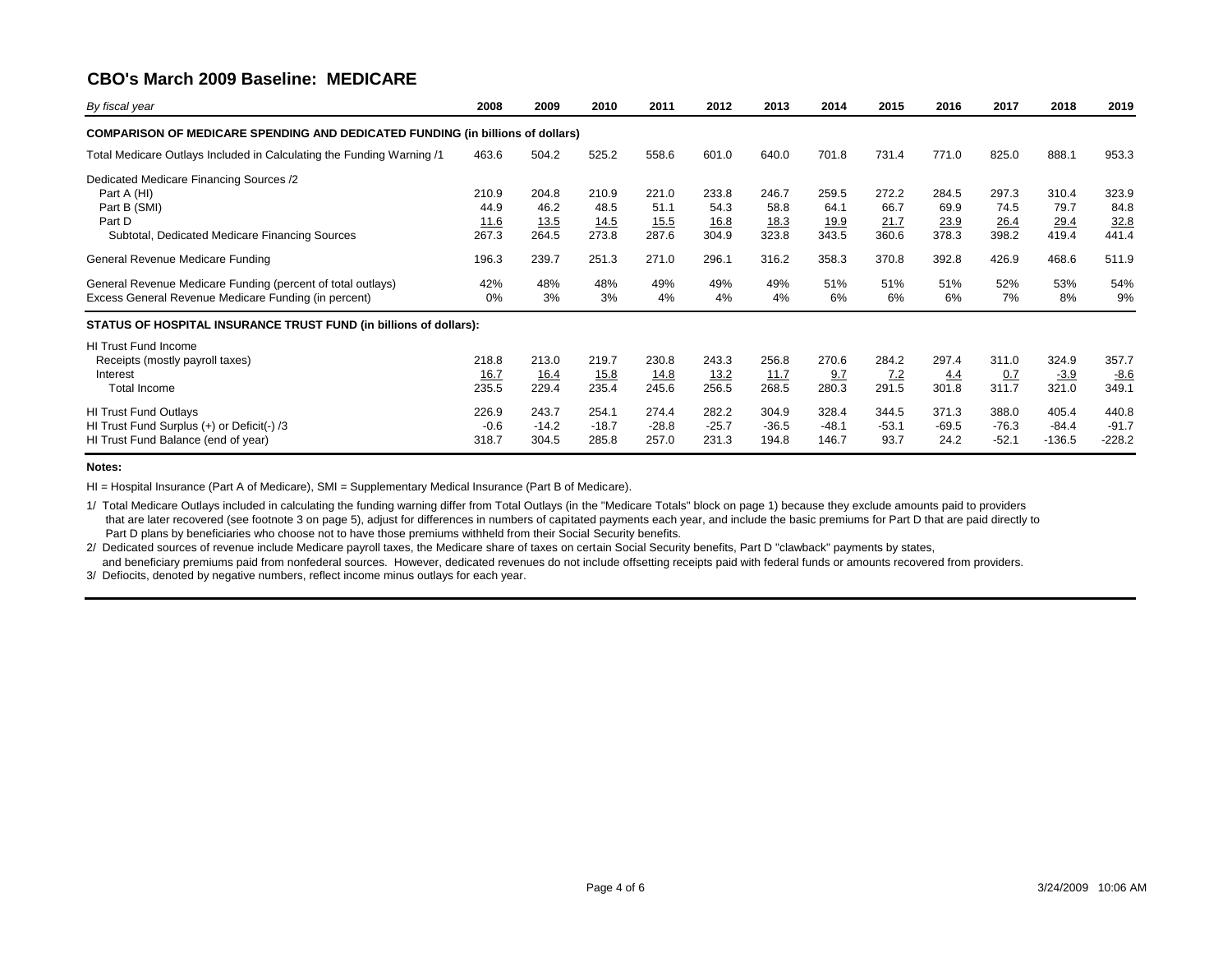## CBO's March 2009 Baseline: MEDICARE

| *By fiscal year* | 2008 | 2009 | 2010 | 2011 | 2012 | 2013 | 2014 | 2015 | 2016 | 2017 | 2018 | 2019 |
|---|---|---|---|---|---|---|---|---|---|---|---|---|
| **COMPARISON OF MEDICARE SPENDING AND DEDICATED FUNDING (in billions of dollars)** | | | | | | | | | | | | |
| Total Medicare Outlays Included in Calculating the Funding Warning /1 | 463.6 | 504.2 | 525.2 | 558.6 | 601.0 | 640.0 | 701.8 | 731.4 | 771.0 | 825.0 | 888.1 | 953.3 |
| Dedicated Medicare Financing Sources /2 | | | | | | | | | | | | |
| Part A (HI) | 210.9 | 204.8 | 210.9 | 221.0 | 233.8 | 246.7 | 259.5 | 272.2 | 284.5 | 297.3 | 310.4 | 323.9 |
| Part B (SMI) | 44.9 | 46.2 | 48.5 | 51.1 | 54.3 | 58.8 | 64.1 | 66.7 | 69.9 | 74.5 | 79.7 | 84.8 |
| Part D | 11.6 | 13.5 | 14.5 | 15.5 | 16.8 | 18.3 | 19.9 | 21.7 | 23.9 | 26.4 | 29.4 | 32.8 |
| Subtotal, Dedicated Medicare Financing Sources | 267.3 | 264.5 | 273.8 | 287.6 | 304.9 | 323.8 | 343.5 | 360.6 | 378.3 | 398.2 | 419.4 | 441.4 |
| General Revenue Medicare Funding | 196.3 | 239.7 | 251.3 | 271.0 | 296.1 | 316.2 | 358.3 | 370.8 | 392.8 | 426.9 | 468.6 | 511.9 |
| General Revenue Medicare Funding (percent of total outlays) | 42% | 48% | 48% | 49% | 49% | 49% | 51% | 51% | 51% | 52% | 53% | 54% |
| Excess General Revenue Medicare Funding (in percent) | 0% | 3% | 3% | 4% | 4% | 4% | 6% | 6% | 6% | 7% | 8% | 9% |
| **STATUS OF HOSPITAL INSURANCE TRUST FUND (in billions of dollars):** | | | | | | | | | | | | |
| HI Trust Fund Income | | | | | | | | | | | | |
| Receipts (mostly payroll taxes) | 218.8 | 213.0 | 219.7 | 230.8 | 243.3 | 256.8 | 270.6 | 284.2 | 297.4 | 311.0 | 324.9 | 357.7 |
| Interest | 16.7 | 16.4 | 15.8 | 14.8 | 13.2 | 11.7 | 9.7 | 7.2 | 4.4 | 0.7 | -3.9 | -8.6 |
| Total Income | 235.5 | 229.4 | 235.4 | 245.6 | 256.5 | 268.5 | 280.3 | 291.5 | 301.8 | 311.7 | 321.0 | 349.1 |
| HI Trust Fund Outlays | 226.9 | 243.7 | 254.1 | 274.4 | 282.2 | 304.9 | 328.4 | 344.5 | 371.3 | 388.0 | 405.4 | 440.8 |
| HI Trust Fund Surplus (+) or Deficit(-) /3 | -0.6 | -14.2 | -18.7 | -28.8 | -25.7 | -36.5 | -48.1 | -53.1 | -69.5 | -76.3 | -84.4 | -91.7 |
| HI Trust Fund Balance (end of year) | 318.7 | 304.5 | 285.8 | 257.0 | 231.3 | 194.8 | 146.7 | 93.7 | 24.2 | -52.1 | -136.5 | -228.2 |

**Notes:**

HI = Hospital Insurance (Part A of Medicare), SMI = Supplementary Medical Insurance (Part B of Medicare).

1/ Total Medicare Outlays included in calculating the funding warning differ from Total Outlays (in the "Medicare Totals" block on page 1) because they exclude amounts paid to providers that are later recovered (see footnote 3 on page 5), adjust for differences in numbers of capitated payments each year, and include the basic premiums for Part D that are paid directly to Part D plans by beneficiaries who choose not to have those premiums withheld from their Social Security benefits.

2/ Dedicated sources of revenue include Medicare payroll taxes, the Medicare share of taxes on certain Social Security benefits, Part D "clawback" payments by states, and beneficiary premiums paid from nonfederal sources. However, dedicated revenues do not include offsetting receipts paid with federal funds or amounts recovered from providers.

3/ Defiocits, denoted by negative numbers, reflect income minus outlays for each year.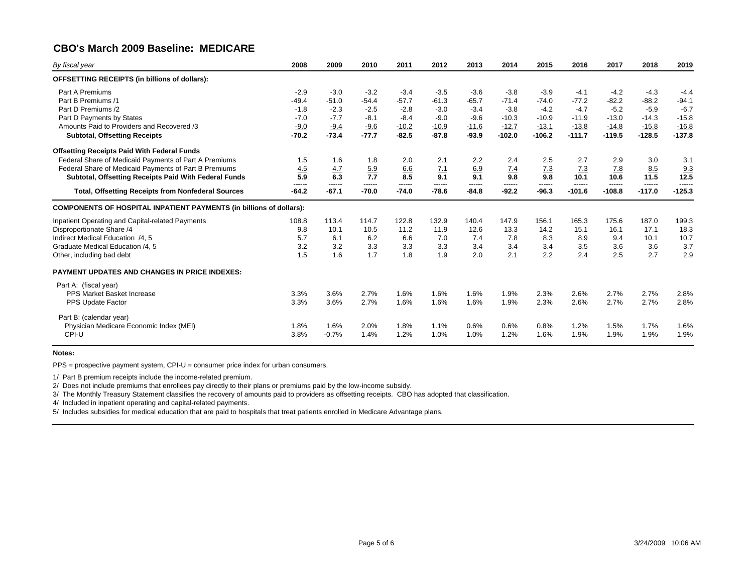## CBO's March 2009 Baseline: MEDICARE

| By fiscal year | 2008 | 2009 | 2010 | 2011 | 2012 | 2013 | 2014 | 2015 | 2016 | 2017 | 2018 | 2019 |
|---|---|---|---|---|---|---|---|---|---|---|---|---|
| **OFFSETTING RECEIPTS (in billions of dollars):** | | | | | | | | | | | | |
| Part A Premiums | -2.9 | -3.0 | -3.2 | -3.4 | -3.5 | -3.6 | -3.8 | -3.9 | -4.1 | -4.2 | -4.3 | -4.4 |
| Part B Premiums /1 | -49.4 | -51.0 | -54.4 | -57.7 | -61.3 | -65.7 | -71.4 | -74.0 | -77.2 | -82.2 | -88.2 | -94.1 |
| Part D Premiums /2 | -1.8 | -2.3 | -2.5 | -2.8 | -3.0 | -3.4 | -3.8 | -4.2 | -4.7 | -5.2 | -5.9 | -6.7 |
| Part D Payments by States | -7.0 | -7.7 | -8.1 | -8.4 | -9.0 | -9.6 | -10.3 | -10.9 | -11.9 | -13.0 | -14.3 | -15.8 |
| Amounts Paid to Providers and Recovered /3 | -9.0 | -9.4 | -9.6 | -10.2 | -10.9 | -11.6 | -12.7 | -13.1 | -13.8 | -14.8 | -15.8 | -16.8 |
| **Subtotal, Offsetting Receipts** | **-70.2** | **-73.4** | **-77.7** | **-82.5** | **-87.8** | **-93.9** | **-102.0** | **-106.2** | **-111.7** | **-119.5** | **-128.5** | **-137.8** |
| **Offsetting Receipts Paid With Federal Funds** | | | | | | | | | | | | |
| Federal Share of Medicaid Payments of Part A Premiums | 1.5 | 1.6 | 1.8 | 2.0 | 2.1 | 2.2 | 2.4 | 2.5 | 2.7 | 2.9 | 3.0 | 3.1 |
| Federal Share of Medicaid Payments of Part B Premiums | 4.5 | 4.7 | 5.9 | 6.6 | 7.1 | 6.9 | 7.4 | 7.3 | 7.3 | 7.8 | 8.5 | 9.3 |
| **Subtotal, Offsetting Receipts Paid With Federal Funds** | **5.9** | **6.3** | **7.7** | **8.5** | **9.1** | **9.1** | **9.8** | **9.8** | **10.1** | **10.6** | **11.5** | **12.5** |
| **Total, Offsetting Receipts from Nonfederal Sources** | **-64.2** | **-67.1** | **-70.0** | **-74.0** | **-78.6** | **-84.8** | **-92.2** | **-96.3** | **-101.6** | **-108.8** | **-117.0** | **-125.3** |
| **COMPONENTS OF HOSPITAL INPATIENT PAYMENTS (in billions of dollars):** | | | | | | | | | | | | |
| Inpatient Operating and Capital-related Payments | 108.8 | 113.4 | 114.7 | 122.8 | 132.9 | 140.4 | 147.9 | 156.1 | 165.3 | 175.6 | 187.0 | 199.3 |
| Disproportionate Share /4 | 9.8 | 10.1 | 10.5 | 11.2 | 11.9 | 12.6 | 13.3 | 14.2 | 15.1 | 16.1 | 17.1 | 18.3 |
| Indirect Medical Education /4, 5 | 5.7 | 6.1 | 6.2 | 6.6 | 7.0 | 7.4 | 7.8 | 8.3 | 8.9 | 9.4 | 10.1 | 10.7 |
| Graduate Medical Education /4, 5 | 3.2 | 3.2 | 3.3 | 3.3 | 3.3 | 3.4 | 3.4 | 3.4 | 3.5 | 3.6 | 3.6 | 3.7 |
| Other, including bad debt | 1.5 | 1.6 | 1.7 | 1.8 | 1.9 | 2.0 | 2.1 | 2.2 | 2.4 | 2.5 | 2.7 | 2.9 |
| **PAYMENT UPDATES AND CHANGES IN PRICE INDEXES:** | | | | | | | | | | | | |
| Part A: (fiscal year) | | | | | | | | | | | | |
| PPS Market Basket Increase | 3.3% | 3.6% | 2.7% | 1.6% | 1.6% | 1.6% | 1.9% | 2.3% | 2.6% | 2.7% | 2.7% | 2.8% |
| PPS Update Factor | 3.3% | 3.6% | 2.7% | 1.6% | 1.6% | 1.6% | 1.9% | 2.3% | 2.6% | 2.7% | 2.7% | 2.8% |
| Part B: (calendar year) | | | | | | | | | | | | |
| Physician Medicare Economic Index (MEI) | 1.8% | 1.6% | 2.0% | 1.8% | 1.1% | 0.6% | 0.6% | 0.8% | 1.2% | 1.5% | 1.7% | 1.6% |
| CPI-U | 3.8% | -0.7% | 1.4% | 1.2% | 1.0% | 1.0% | 1.2% | 1.6% | 1.9% | 1.9% | 1.9% | 1.9% |

**Notes:**

PPS = prospective payment system, CPI-U = consumer price index for urban consumers.

1/ Part B premium receipts include the income-related premium.

2/ Does not include premiums that enrollees pay directly to their plans or premiums paid by the low-income subsidy.

3/ The Monthly Treasury Statement classifies the recovery of amounts paid to providers as offsetting receipts. CBO has adopted that classification.

4/ Included in inpatient operating and capital-related payments.

5/ Includes subsidies for medical education that are paid to hospitals that treat patients enrolled in Medicare Advantage plans.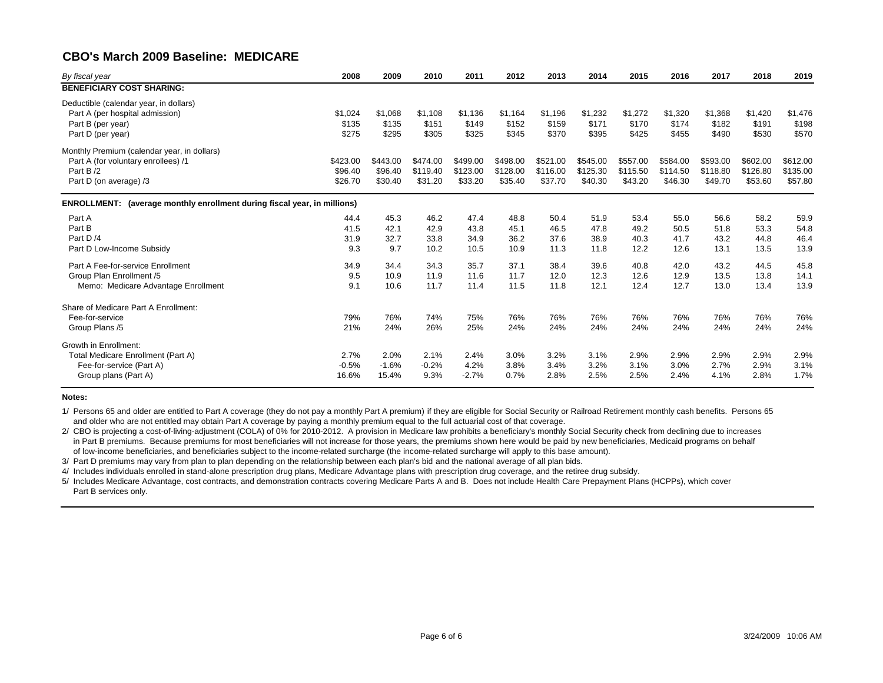## CBO's March 2009 Baseline: MEDICARE

| *By fiscal year* | 2008 | 2009 | 2010 | 2011 | 2012 | 2013 | 2014 | 2015 | 2016 | 2017 | 2018 | 2019 |
|---|---|---|---|---|---|---|---|---|---|---|---|---|
| **BENEFICIARY COST SHARING:** | | | | | | | | | | | | |
| Deductible (calendar year, in dollars) | | | | | | | | | | | | |
| Part A (per hospital admission) | $1,024 | $1,068 | $1,108 | $1,136 | $1,164 | $1,196 | $1,232 | $1,272 | $1,320 | $1,368 | $1,420 | $1,476 |
| Part B (per year) | $135 | $135 | $151 | $149 | $152 | $159 | $171 | $170 | $174 | $182 | $191 | $198 |
| Part D (per year) | $275 | $295 | $305 | $325 | $345 | $370 | $395 | $425 | $455 | $490 | $530 | $570 |
| Monthly Premium (calendar year, in dollars) | | | | | | | | | | | | |
| Part A (for voluntary enrollees) /1 | $423.00 | $443.00 | $474.00 | $499.00 | $498.00 | $521.00 | $545.00 | $557.00 | $584.00 | $593.00 | $602.00 | $612.00 |
| Part B /2 | $96.40 | $96.40 | $119.40 | $123.00 | $128.00 | $116.00 | $125.30 | $115.50 | $114.50 | $118.80 | $126.80 | $135.00 |
| Part D (on average) /3 | $26.70 | $30.40 | $31.20 | $33.20 | $35.40 | $37.70 | $40.30 | $43.20 | $46.30 | $49.70 | $53.60 | $57.80 |
| **ENROLLMENT: (average monthly enrollment during fiscal year, in millions)** | | | | | | | | | | | | |
| Part A | 44.4 | 45.3 | 46.2 | 47.4 | 48.8 | 50.4 | 51.9 | 53.4 | 55.0 | 56.6 | 58.2 | 59.9 |
| Part B | 41.5 | 42.1 | 42.9 | 43.8 | 45.1 | 46.5 | 47.8 | 49.2 | 50.5 | 51.8 | 53.3 | 54.8 |
| Part D /4 | 31.9 | 32.7 | 33.8 | 34.9 | 36.2 | 37.6 | 38.9 | 40.3 | 41.7 | 43.2 | 44.8 | 46.4 |
| Part D Low-Income Subsidy | 9.3 | 9.7 | 10.2 | 10.5 | 10.9 | 11.3 | 11.8 | 12.2 | 12.6 | 13.1 | 13.5 | 13.9 |
| Part A Fee-for-service Enrollment | 34.9 | 34.4 | 34.3 | 35.7 | 37.1 | 38.4 | 39.6 | 40.8 | 42.0 | 43.2 | 44.5 | 45.8 |
| Group Plan Enrollment /5 | 9.5 | 10.9 | 11.9 | 11.6 | 11.7 | 12.0 | 12.3 | 12.6 | 12.9 | 13.5 | 13.8 | 14.1 |
| Memo: Medicare Advantage Enrollment | 9.1 | 10.6 | 11.7 | 11.4 | 11.5 | 11.8 | 12.1 | 12.4 | 12.7 | 13.0 | 13.4 | 13.9 |
| Share of Medicare Part A Enrollment: | | | | | | | | | | | | |
| Fee-for-service | 79% | 76% | 74% | 75% | 76% | 76% | 76% | 76% | 76% | 76% | 76% | 76% |
| Group Plans /5 | 21% | 24% | 26% | 25% | 24% | 24% | 24% | 24% | 24% | 24% | 24% | 24% |
| Growth in Enrollment: | | | | | | | | | | | | |
| Total Medicare Enrollment (Part A) | 2.7% | 2.0% | 2.1% | 2.4% | 3.0% | 3.2% | 3.1% | 2.9% | 2.9% | 2.9% | 2.9% | 2.9% |
| Fee-for-service (Part A) | -0.5% | -1.6% | -0.2% | 4.2% | 3.8% | 3.4% | 3.2% | 3.1% | 3.0% | 2.7% | 2.9% | 3.1% |
| Group plans (Part A) | 16.6% | 15.4% | 9.3% | -2.7% | 0.7% | 2.8% | 2.5% | 2.5% | 2.4% | 4.1% | 2.8% | 1.7% |

**Notes:**

1/ Persons 65 and older are entitled to Part A coverage (they do not pay a monthly Part A premium) if they are eligible for Social Security or Railroad Retirement monthly cash benefits. Persons 65 and older who are not entitled may obtain Part A coverage by paying a monthly premium equal to the full actuarial cost of that coverage.

2/ CBO is projecting a cost-of-living-adjustment (COLA) of 0% for 2010-2012. A provision in Medicare law prohibits a beneficiary's monthly Social Security check from declining due to increases in Part B premiums. Because premiums for most beneficiaries will not increase for those years, the premiums shown here would be paid by new beneficiaries, Medicaid programs on behalf of low-income beneficiaries, and beneficiaries subject to the income-related surcharge (the income-related surcharge will apply to this base amount).

3/ Part D premiums may vary from plan to plan depending on the relationship between each plan's bid and the national average of all plan bids.

4/ Includes individuals enrolled in stand-alone prescription drug plans, Medicare Advantage plans with prescription drug coverage, and the retiree drug subsidy.

5/ Includes Medicare Advantage, cost contracts, and demonstration contracts covering Medicare Parts A and B. Does not include Health Care Prepayment Plans (HCPPs), which cover Part B services only.

3/24/2009 10:06 AM